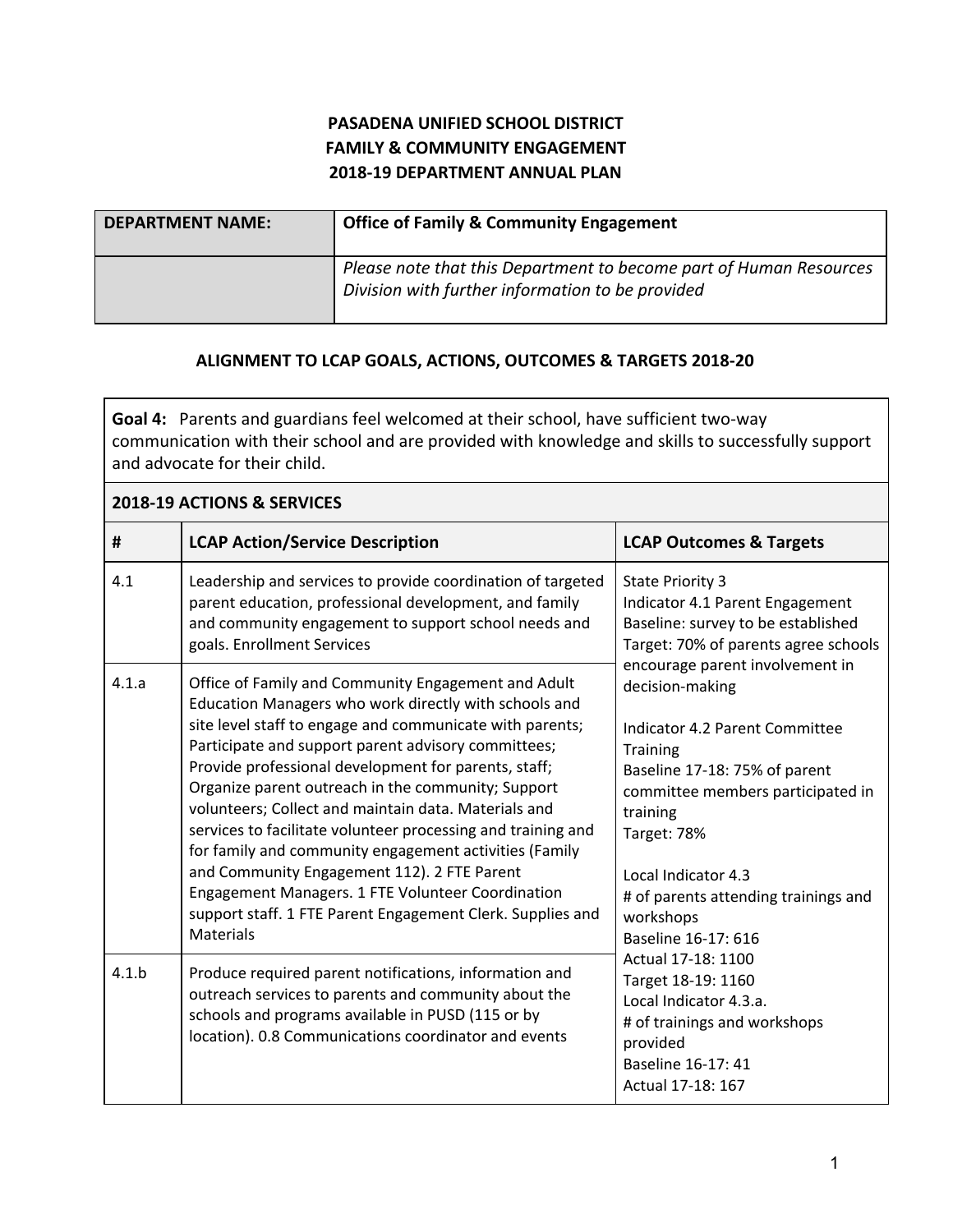**PASADENA UNIFIED SCHOOL DISTRICT**
**FAMILY & COMMUNITY ENGAGEMENT**
**2018-19 DEPARTMENT ANNUAL PLAN**

| **DEPARTMENT NAME:** | **Office of Family & Community Engagement** |
|---|---|
| | *Please note that this Department to become part of Human Resources Division with further information to be provided* |

**ALIGNMENT TO LCAP GOALS, ACTIONS, OUTCOMES & TARGETS 2018-20**

**Goal 4:** Parents and guardians feel welcomed at their school, have sufficient two-way communication with their school and are provided with knowledge and skills to successfully support and advocate for their child.

**2018-19 ACTIONS & SERVICES**

| # | LCAP Action/Service Description | LCAP Outcomes & Targets |
|---|---|---|
| 4.1 | Leadership and services to provide coordination of targeted parent education, professional development, and family and community engagement to support school needs and goals. Enrollment Services | State Priority 3<br>Indicator 4.1 Parent Engagement<br>Baseline: survey to be established<br>Target: 70% of parents agree schools encourage parent involvement in decision-making<br><br>Indicator 4.2 Parent Committee Training<br>Baseline 17-18: 75% of parent committee members participated in training<br>Target: 78%<br><br>Local Indicator 4.3<br># of parents attending trainings and workshops<br>Baseline 16-17: 616<br>Actual 17-18: 1100<br>Target 18-19: 1160<br>Local Indicator 4.3.a.<br># of trainings and workshops provided<br>Baseline 16-17: 41<br>Actual 17-18: 167 |
| 4.1.a | Office of Family and Community Engagement and Adult Education Managers who work directly with schools and site level staff to engage and communicate with parents; Participate and support parent advisory committees; Provide professional development for parents, staff; Organize parent outreach in the community; Support volunteers; Collect and maintain data. Materials and services to facilitate volunteer processing and training and for family and community engagement activities (Family and Community Engagement 112). 2 FTE Parent Engagement Managers. 1 FTE Volunteer Coordination support staff. 1 FTE Parent Engagement Clerk. Supplies and Materials | |
| 4.1.b | Produce required parent notifications, information and outreach services to parents and community about the schools and programs available in PUSD (115 or by location). 0.8 Communications coordinator and events | |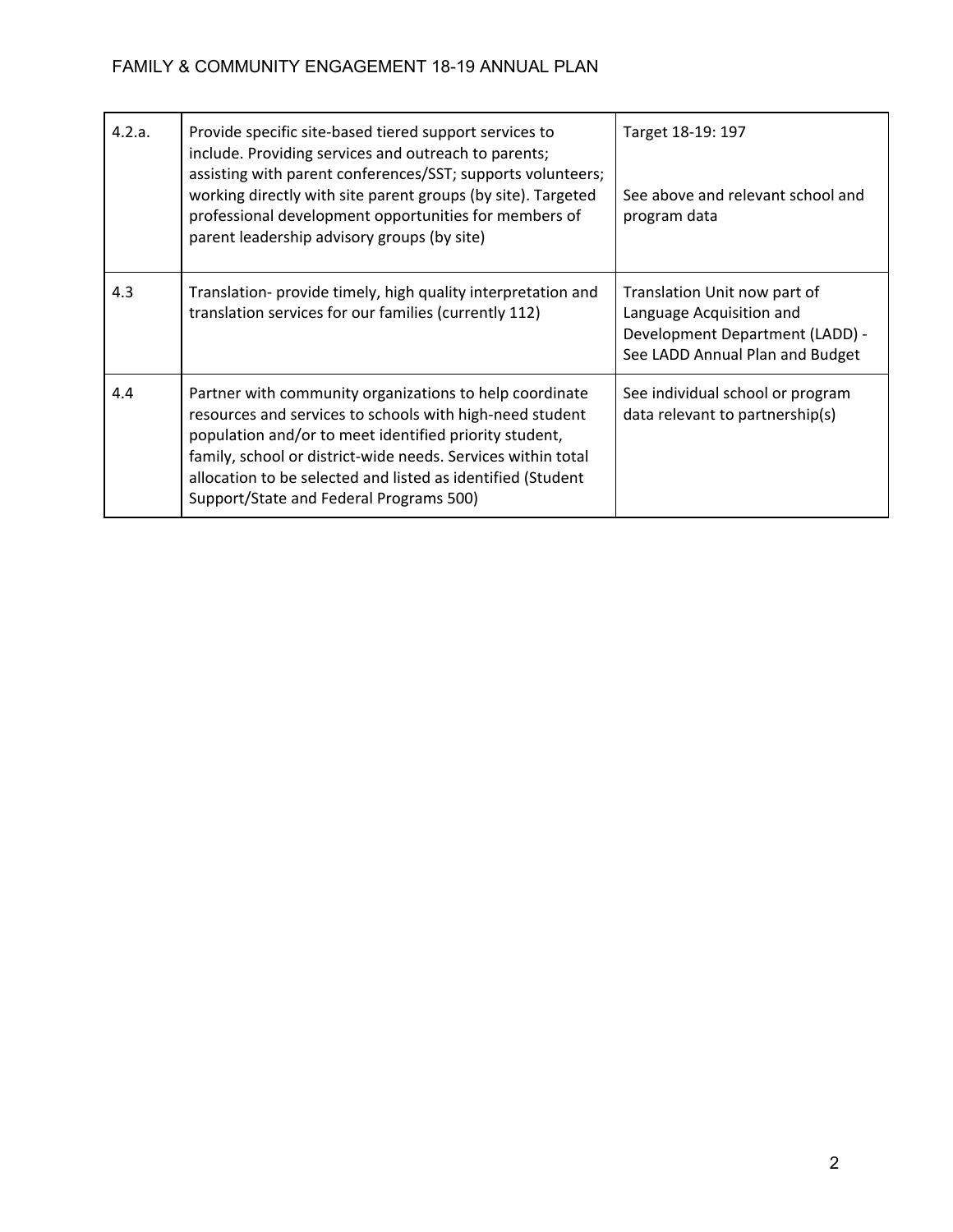| | | |
|---|---|---|
| 4.2.a. | Provide specific site-based tiered support services to include. Providing services and outreach to parents; assisting with parent conferences/SST; supports volunteers; working directly with site parent groups (by site). Targeted professional development opportunities for members of parent leadership advisory groups (by site) | Target 18-19: 197<br><br>See above and relevant school and program data |
| 4.3 | Translation- provide timely, high quality interpretation and translation services for our families (currently 112) | Translation Unit now part of Language Acquisition and Development Department (LADD) - See LADD Annual Plan and Budget |
| 4.4 | Partner with community organizations to help coordinate resources and services to schools with high-need student population and/or to meet identified priority student, family, school or district-wide needs. Services within total allocation to be selected and listed as identified (Student Support/State and Federal Programs 500) | See individual school or program data relevant to partnership(s) |